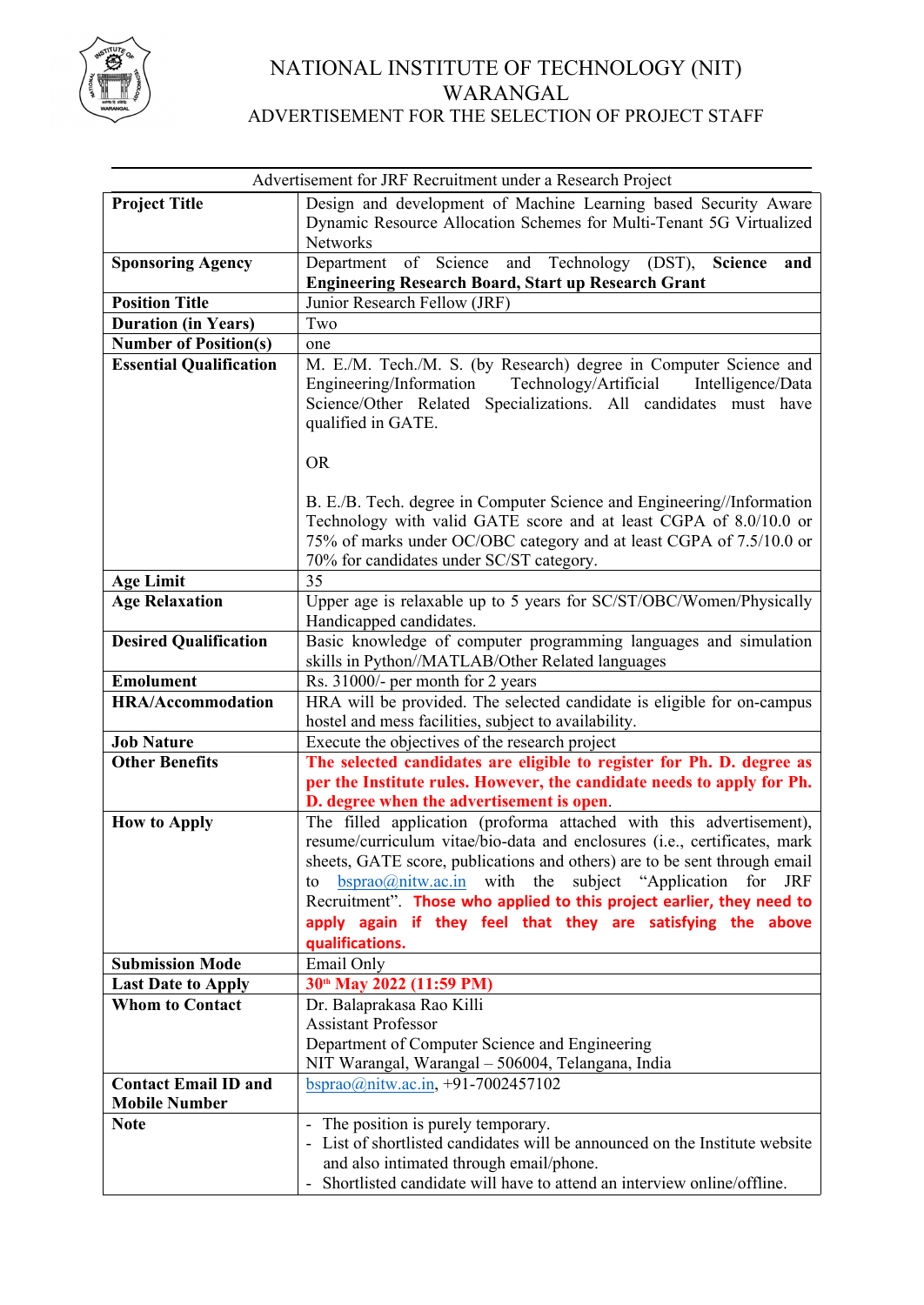# NATIONAL INSTITUTE OF TECHNOLOGY (NIT) WARANGAL

## ADVERTISEMENT FOR THE SELECTION OF PROJECT STAFF

Advertisement for JRF Recruitment under a Research Project

| | |
|---|---|
| **Project Title** | Design and development of Machine Learning based Security Aware Dynamic Resource Allocation Schemes for Multi-Tenant 5G Virtualized Networks |
| **Sponsoring Agency** | Department of Science and Technology (DST), **Science and Engineering Research Board, Start up Research Grant** |
| **Position Title** | Junior Research Fellow (JRF) |
| **Duration (in Years)** | Two |
| **Number of Position(s)** | one |
| **Essential Qualification** | M. E./M. Tech./M. S. (by Research) degree in Computer Science and Engineering/Information Technology/Artificial Intelligence/Data Science/Other Related Specializations. All candidates must have qualified in GATE.<br><br>OR<br><br>B. E./B. Tech. degree in Computer Science and Engineering//Information Technology with valid GATE score and at least CGPA of 8.0/10.0 or 75% of marks under OC/OBC category and at least CGPA of 7.5/10.0 or 70% for candidates under SC/ST category. |
| **Age Limit** | 35 |
| **Age Relaxation** | Upper age is relaxable up to 5 years for SC/ST/OBC/Women/Physically Handicapped candidates. |
| **Desired Qualification** | Basic knowledge of computer programming languages and simulation skills in Python//MATLAB/Other Related languages |
| **Emolument** | Rs. 31000/- per month for 2 years |
| **HRA/Accommodation** | HRA will be provided. The selected candidate is eligible for on-campus hostel and mess facilities, subject to availability. |
| **Job Nature** | Execute the objectives of the research project |
| **Other Benefits** | **The selected candidates are eligible to register for Ph. D. degree as per the Institute rules. However, the candidate needs to apply for Ph. D. degree when the advertisement is open**. |
| **How to Apply** | The filled application (proforma attached with this advertisement), resume/curriculum vitae/bio-data and enclosures (i.e., certificates, mark sheets, GATE score, publications and others) are to be sent through email to bsprao@nitw.ac.in with the subject "Application for JRF Recruitment". **Those who applied to this project earlier, they need to apply again if they feel that they are satisfying the above qualifications.** |
| **Submission Mode** | Email Only |
| **Last Date to Apply** | **30th May 2022 (11:59 PM)** |
| **Whom to Contact** | Dr. Balaprakasa Rao Killi<br>Assistant Professor<br>Department of Computer Science and Engineering<br>NIT Warangal, Warangal – 506004, Telangana, India |
| **Contact Email ID and Mobile Number** | bsprao@nitw.ac.in, +91-7002457102 |
| **Note** | - The position is purely temporary.<br>- List of shortlisted candidates will be announced on the Institute website and also intimated through email/phone.<br>- Shortlisted candidate will have to attend an interview online/offline. |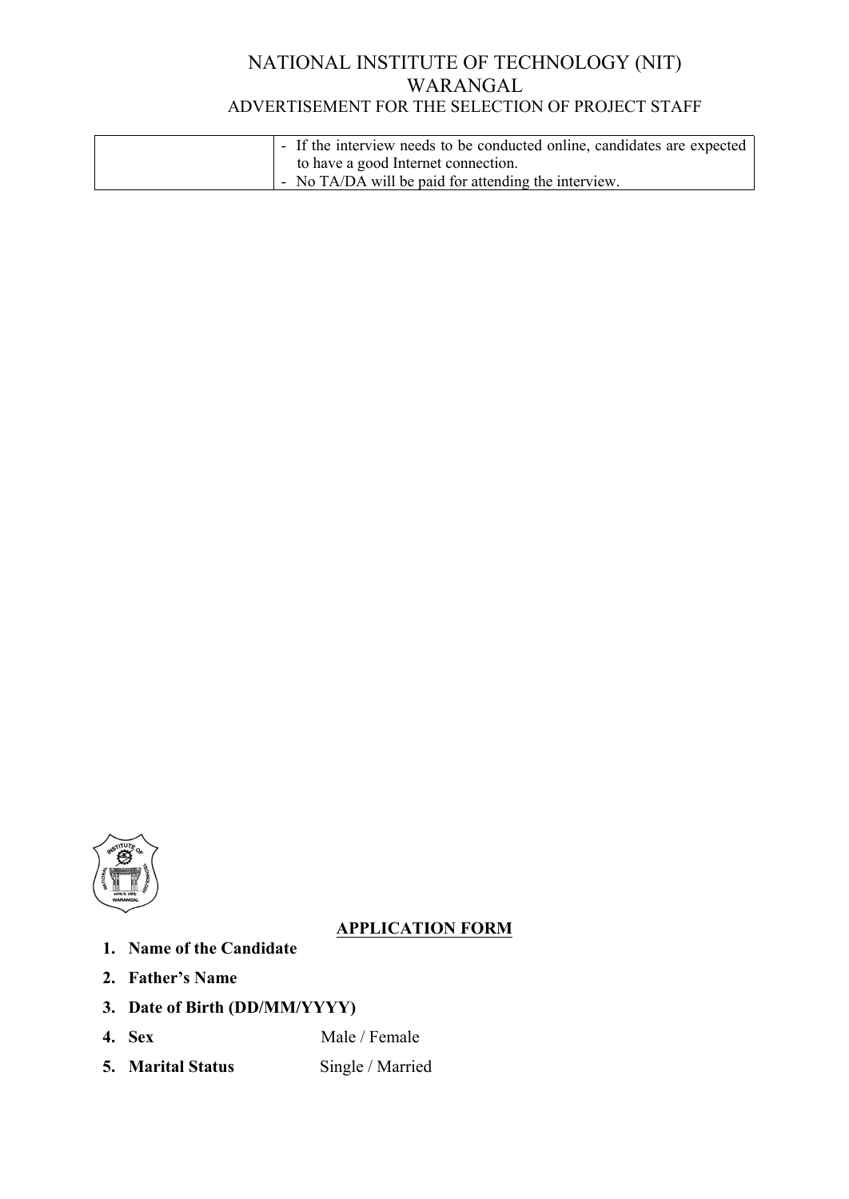# NATIONAL INSTITUTE OF TECHNOLOGY (NIT) WARANGAL

## ADVERTISEMENT FOR THE SELECTION OF PROJECT STAFF

| | |
|---|---|
| | - If the interview needs to be conducted online, candidates are expected to have a good Internet connection.<br>- No TA/DA will be paid for attending the interview. |

## APPLICATION FORM

1. **Name of the Candidate**
2. **Father's Name**
3. **Date of Birth (DD/MM/YYYY)**
4. **Sex** Male / Female
5. **Marital Status** Single / Married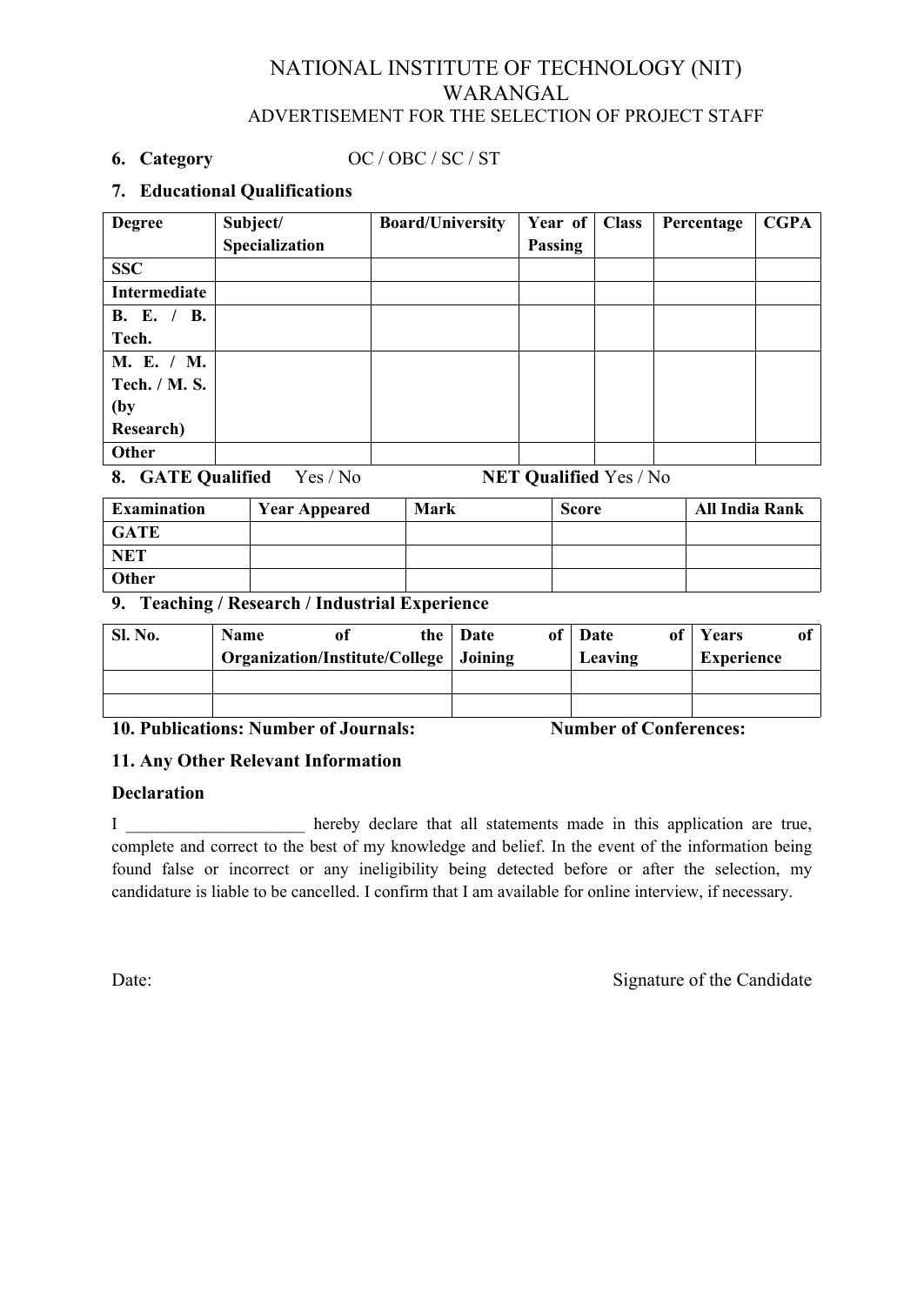# NATIONAL INSTITUTE OF TECHNOLOGY (NIT) WARANGAL

## ADVERTISEMENT FOR THE SELECTION OF PROJECT STAFF

6. **Category** OC / OBC / SC / ST

7. **Educational Qualifications**

| Degree | Subject/ Specialization | Board/University | Year of Passing | Class | Percentage | CGPA |
|---|---|---|---|---|---|---|
| **SSC** | | | | | | |
| **Intermediate** | | | | | | |
| **B. E. / B. Tech.** | | | | | | |
| **M. E. / M. Tech. / M. S. (by Research)** | | | | | | |
| **Other** | | | | | | |

8. **GATE Qualified** Yes / No **NET Qualified** Yes / No

| Examination | Year Appeared | Mark | Score | All India Rank |
|---|---|---|---|---|
| **GATE** | | | | |
| **NET** | | | | |
| **Other** | | | | |

9. **Teaching / Research / Industrial Experience**

| Sl. No. | Name of the Organization/Institute/College | Date of Joining | Date of Leaving | Years of Experience |
|---|---|---|---|---|
| | | | | |
| | | | | |

**10. Publications: Number of Journals:** **Number of Conferences:**

**11. Any Other Relevant Information**

**Declaration**

I _____________________ hereby declare that all statements made in this application are true, complete and correct to the best of my knowledge and belief. In the event of the information being found false or incorrect or any ineligibility being detected before or after the selection, my candidature is liable to be cancelled. I confirm that I am available for online interview, if necessary.

Date: Signature of the Candidate